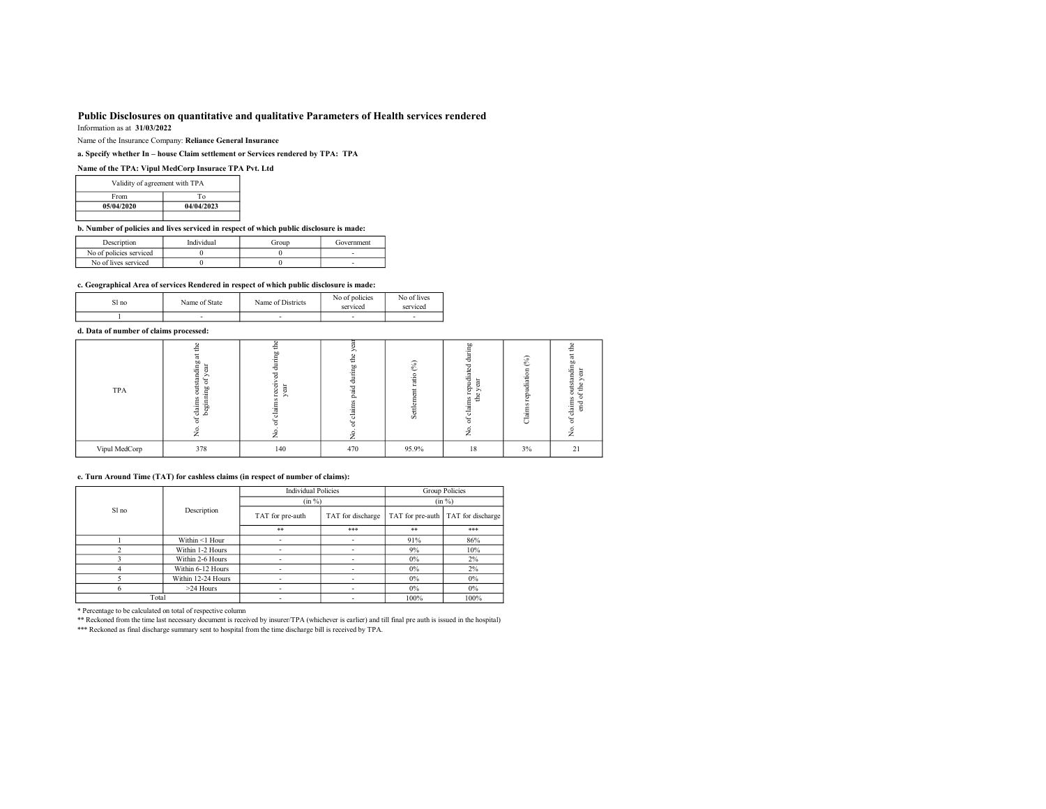# Public Disclosures on quantitative and qualitative Parameters of Health services rendered

Information as at **31/03/2022**

Name of the Insurance Company: **Reliance General Insurance**

**a. Specify whether In – house Claim settlement or Services rendered by TPA: TPA**

**Name of the TPA: Vipul MedCorp Insurace TPA Pvt. Ltd**

| Validity of agreement with TPA | |
|---|---|
| From | To |
| **05/04/2020** | **04/04/2023** |

**b. Number of policies and lives serviced in respect of which public disclosure is made:**

| Description | Individual | Group | Government |
|---|---|---|---|
| No of policies serviced | 0 | 0 | - |
| No of lives serviced | 0 | 0 | - |

**c. Geographical Area of services Rendered in respect of which public disclosure is made:**

| Sl no | Name of State | Name of Districts | No of policies serviced | No of lives serviced |
|---|---|---|---|---|
| 1 | - | - | - | - |

**d. Data of number of claims processed:**

| TPA | No. of claims outstanding at the beginning of year | No. of claims received during the year | No. of claims paid during the year | Settlement ratio (%) | No. of claims repudiated during the year | Claims repudiation (%) | No. of claims outstanding at the end of the year |
|---|---|---|---|---|---|---|---|
| Vipul MedCorp | 378 | 140 | 470 | 95.9% | 18 | 3% | 21 |

**e. Turn Around Time (TAT) for cashless claims (in respect of number of claims):**

| Sl no | Description | Individual Policies (in %) | | Group Policies (in %) | |
|---|---|---|---|---|---|
| | | TAT for pre-auth | TAT for discharge | TAT for pre-auth | TAT for discharge |
| | | ** | *** | ** | *** |
| 1 | Within <1 Hour | - | - | 91% | 86% |
| 2 | Within 1-2 Hours | - | - | 9% | 10% |
| 3 | Within 2-6 Hours | - | - | 0% | 2% |
| 4 | Within 6-12 Hours | - | - | 0% | 2% |
| 5 | Within 12-24 Hours | - | - | 0% | 0% |
| 6 | >24 Hours | - | - | 0% | 0% |
| Total | | - | - | 100% | 100% |

* Percentage to be calculated on total of respective column

** Reckoned from the time last necessary document is received by insurer/TPA (whichever is earlier) and till final pre auth is issued in the hospital)

*** Reckoned as final discharge summary sent to hospital from the time discharge bill is received by TPA.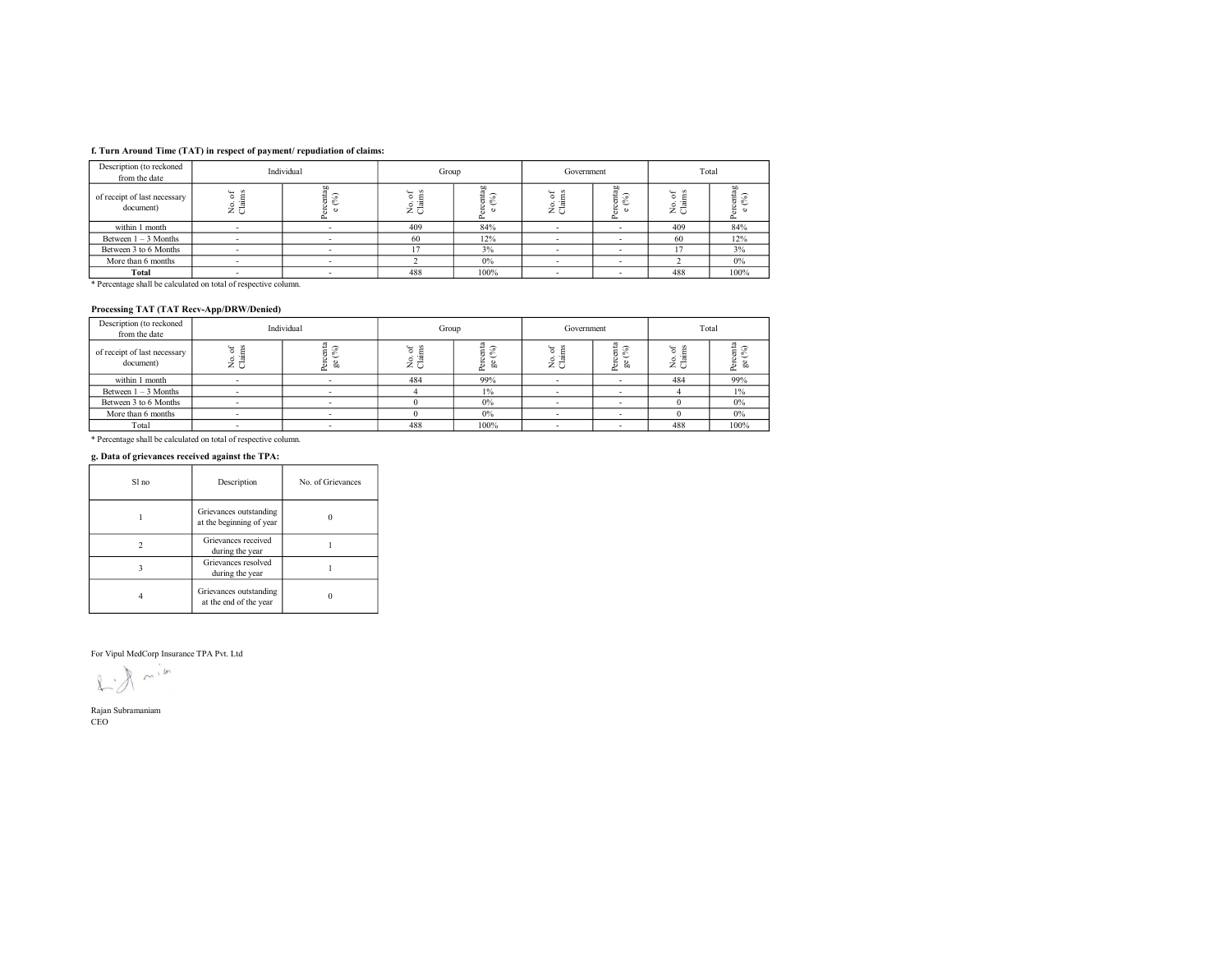**f. Turn Around Time (TAT) in respect of payment/ repudiation of claims:**

| Description (to reckoned from the date of receipt of last necessary document) | Individual | | Group | | Government | | Total | |
|---|---|---|---|---|---|---|---|---|
| | No. of Claims | Percentage (%) | No. of Claims | Percentage (%) | No. of Claims | Percentage (%) | No. of Claims | Percentage (%) |
| within 1 month | - | - | 409 | 84% | - | - | 409 | 84% |
| Between 1 – 3 Months | - | - | 60 | 12% | - | - | 60 | 12% |
| Between 3 to 6 Months | - | - | 17 | 3% | - | - | 17 | 3% |
| More than 6 months | - | - | 2 | 0% | - | - | 2 | 0% |
| **Total** | - | - | 488 | 100% | - | - | 488 | 100% |

* Percentage shall be calculated on total of respective column.

**Processing TAT (TAT Recv-App/DRW/Denied)**

| Description (to reckoned from the date of receipt of last necessary document) | Individual | | Group | | Government | | Total | |
|---|---|---|---|---|---|---|---|---|
| | No. of Claims | Percentage (%) | No. of Claims | Percentage (%) | No. of Claims | Percentage (%) | No. of Claims | Percentage (%) |
| within 1 month | - | - | 484 | 99% | - | - | 484 | 99% |
| Between 1 – 3 Months | - | - | 4 | 1% | - | - | 4 | 1% |
| Between 3 to 6 Months | - | - | 0 | 0% | - | - | 0 | 0% |
| More than 6 months | - | - | 0 | 0% | - | - | 0 | 0% |
| Total | - | - | 488 | 100% | - | - | 488 | 100% |

* Percentage shall be calculated on total of respective column.

**g. Data of grievances received against the TPA:**

| Sl no | Description | No. of Grievances |
|---|---|---|
| 1 | Grievances outstanding at the beginning of year | 0 |
| 2 | Grievances received during the year | 1 |
| 3 | Grievances resolved during the year | 1 |
| 4 | Grievances outstanding at the end of the year | 0 |

For Vipul MedCorp Insurance TPA Pvt. Ltd

Rajan Subramaniam
CEO